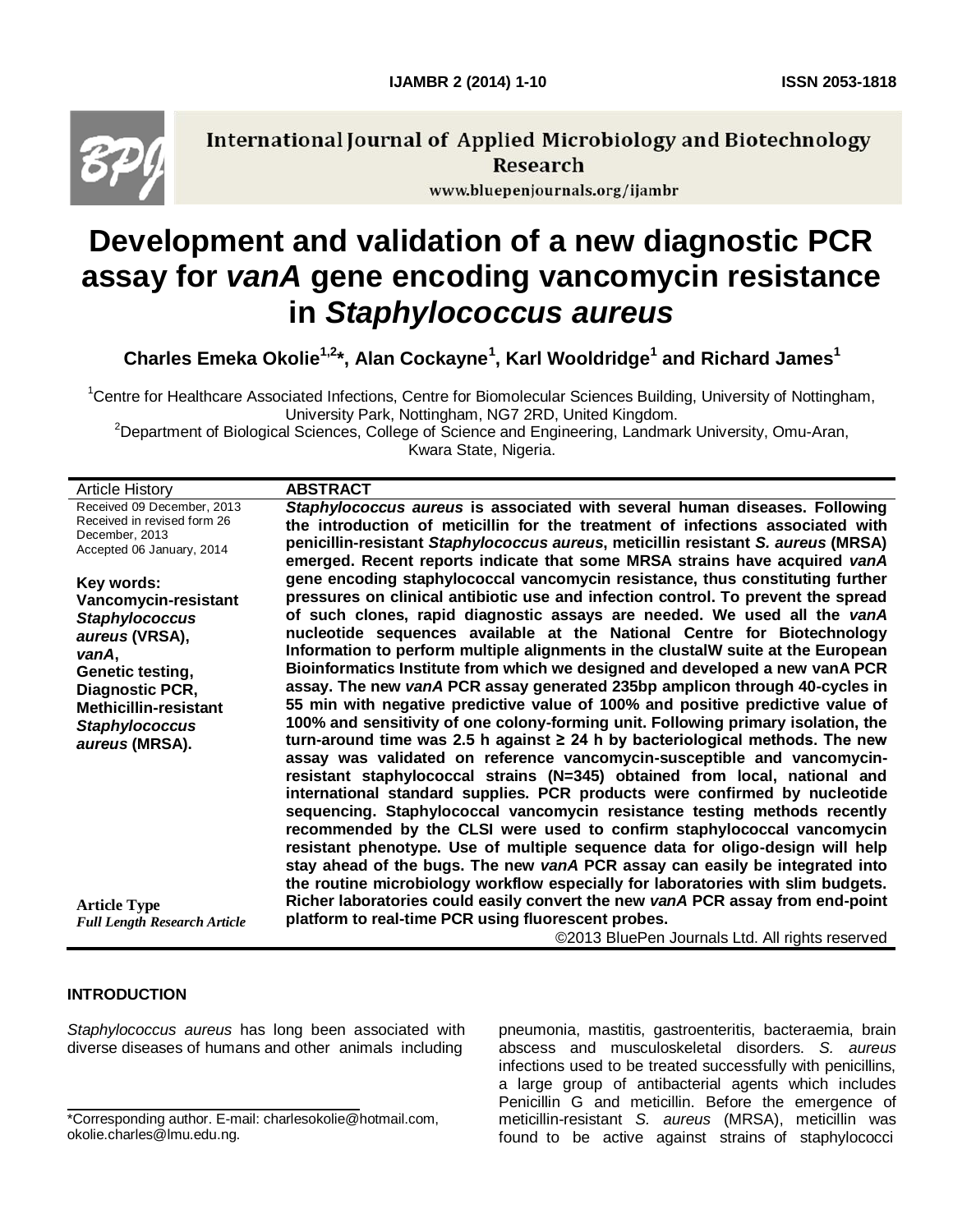International Journal of Applied Microbiology and Biotechnology Research

www.bluepenjournals.org/ijambr

# Development and validation of a new diagnostic PCR assay for *vanA* gene encoding vancomycin resistance in *Staphylococcus aureus*

**Charles Emeka Okolie[1,2]*, Alan Cockayne[1], Karl Wooldridge[1] and Richard James[1]**

[1]Centre for Healthcare Associated Infections, Centre for Biomolecular Sciences Building, University of Nottingham, University Park, Nottingham, NG7 2RD, United Kingdom.

[2]Department of Biological Sciences, College of Science and Engineering, Landmark University, Omu-Aran, Kwara State, Nigeria.

**Article History**

Received 09 December, 2013
Received in revised form 26 December, 2013
Accepted 06 January, 2014

**Key words:**
Vancomycin-resistant *Staphylococcus aureus* (VRSA), *vanA*, Genetic testing, Diagnostic PCR, Methicillin-resistant *Staphylococcus aureus* (MRSA).

**Article Type**
*Full Length Research Article*

## ABSTRACT

***Staphylococcus aureus*** **is associated with several human diseases. Following the introduction of meticillin for the treatment of infections associated with penicillin-resistant *Staphylococcus aureus*, meticillin resistant *S. aureus* (MRSA) emerged. Recent reports indicate that some MRSA strains have acquired *vanA* gene encoding staphylococcal vancomycin resistance, thus constituting further pressures on clinical antibiotic use and infection control. To prevent the spread of such clones, rapid diagnostic assays are needed. We used all the *vanA* nucleotide sequences available at the National Centre for Biotechnology Information to perform multiple alignments in the clustalW suite at the European Bioinformatics Institute from which we designed and developed a new vanA PCR assay. The new *vanA* PCR assay generated 235bp amplicon through 40-cycles in 55 min with negative predictive value of 100% and positive predictive value of 100% and sensitivity of one colony-forming unit. Following primary isolation, the turn-around time was 2.5 h against ≥ 24 h by bacteriological methods. The new assay was validated on reference vancomycin-susceptible and vancomycin-resistant staphylococcal strains (N=345) obtained from local, national and international standard supplies. PCR products were confirmed by nucleotide sequencing. Staphylococcal vancomycin resistance testing methods recently recommended by the CLSI were used to confirm staphylococcal vancomycin resistant phenotype. Use of multiple sequence data for oligo-design will help stay ahead of the bugs. The new *vanA* PCR assay can easily be integrated into the routine microbiology workflow especially for laboratories with slim budgets. Richer laboratories could easily convert the new *vanA* PCR assay from end-point platform to real-time PCR using fluorescent probes.**

©2013 BluePen Journals Ltd. All rights reserved

## INTRODUCTION

*Staphylococcus aureus* has long been associated with diverse diseases of humans and other animals including pneumonia, mastitis, gastroenteritis, bacteraemia, brain abscess and musculoskeletal disorders. *S. aureus* infections used to be treated successfully with penicillins, a large group of antibacterial agents which includes Penicillin G and meticillin. Before the emergence of meticillin-resistant *S. aureus* (MRSA), meticillin was found to be active against strains of staphylococci

*Corresponding author. E-mail: charlesokolie@hotmail.com, okolie.charles@lmu.edu.ng.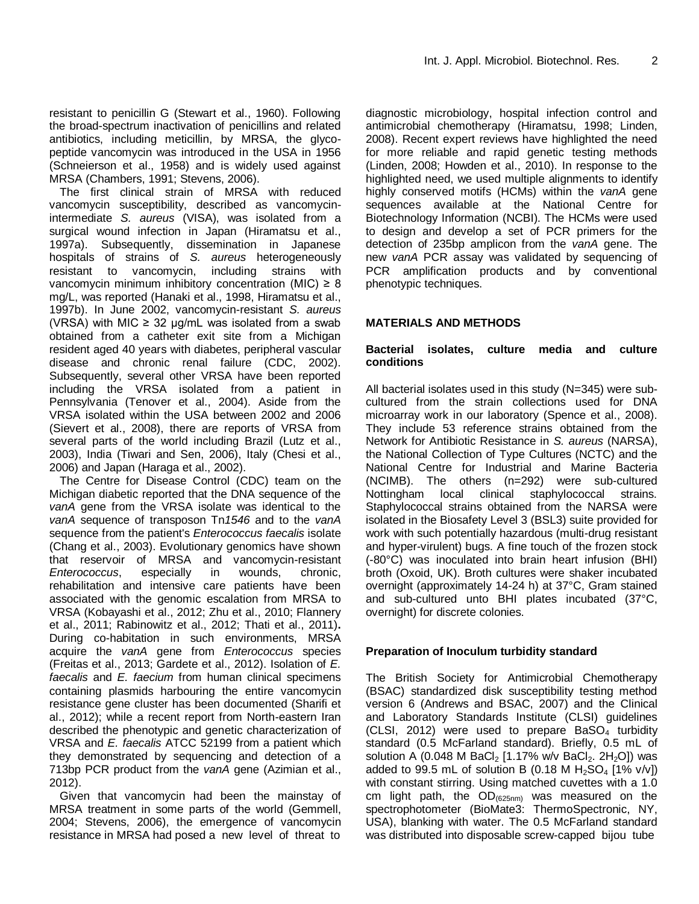resistant to penicillin G (Stewart et al., 1960). Following the broad-spectrum inactivation of penicillins and related antibiotics, including meticillin, by MRSA, the glycopeptide vancomycin was introduced in the USA in 1956 (Schneierson et al., 1958) and is widely used against MRSA (Chambers, 1991; Stevens, 2006).

The first clinical strain of MRSA with reduced vancomycin susceptibility, described as vancomycin-intermediate *S. aureus* (VISA), was isolated from a surgical wound infection in Japan (Hiramatsu et al., 1997a). Subsequently, dissemination in Japanese hospitals of strains of *S. aureus* heterogeneously resistant to vancomycin, including strains with vancomycin minimum inhibitory concentration (MIC) ≥ 8 mg/L, was reported (Hanaki et al., 1998, Hiramatsu et al., 1997b). In June 2002, vancomycin-resistant *S. aureus* (VRSA) with MIC ≥ 32 µg/mL was isolated from a swab obtained from a catheter exit site from a Michigan resident aged 40 years with diabetes, peripheral vascular disease and chronic renal failure (CDC, 2002). Subsequently, several other VRSA have been reported including the VRSA isolated from a patient in Pennsylvania (Tenover et al., 2004). Aside from the VRSA isolated within the USA between 2002 and 2006 (Sievert et al., 2008), there are reports of VRSA from several parts of the world including Brazil (Lutz et al., 2003), India (Tiwari and Sen, 2006), Italy (Chesi et al., 2006) and Japan (Haraga et al., 2002).

The Centre for Disease Control (CDC) team on the Michigan diabetic reported that the DNA sequence of the *vanA* gene from the VRSA isolate was identical to the *vanA* sequence of transposon Tn*1546* and to the *vanA* sequence from the patient's *Enterococcus faecalis* isolate (Chang et al., 2003). Evolutionary genomics have shown that reservoir of MRSA and vancomycin-resistant *Enterococcus*, especially in wounds, chronic, rehabilitation and intensive care patients have been associated with the genomic escalation from MRSA to VRSA (Kobayashi et al., 2012; Zhu et al., 2010; Flannery et al., 2011; Rabinowitz et al., 2012; Thati et al., 2011). During co-habitation in such environments, MRSA acquire the *vanA* gene from *Enterococcus* species (Freitas et al., 2013; Gardete et al., 2012). Isolation of *E. faecalis* and *E. faecium* from human clinical specimens containing plasmids harbouring the entire vancomycin resistance gene cluster has been documented (Sharifi et al., 2012); while a recent report from North-eastern Iran described the phenotypic and genetic characterization of VRSA and *E. faecalis* ATCC 52199 from a patient which they demonstrated by sequencing and detection of a 713bp PCR product from the *vanA* gene (Azimian et al., 2012).

Given that vancomycin had been the mainstay of MRSA treatment in some parts of the world (Gemmell, 2004; Stevens, 2006), the emergence of vancomycin resistance in MRSA had posed a new level of threat to diagnostic microbiology, hospital infection control and antimicrobial chemotherapy (Hiramatsu, 1998; Linden, 2008). Recent expert reviews have highlighted the need for more reliable and rapid genetic testing methods (Linden, 2008; Howden et al., 2010). In response to the highlighted need, we used multiple alignments to identify highly conserved motifs (HCMs) within the *vanA* gene sequences available at the National Centre for Biotechnology Information (NCBI). The HCMs were used to design and develop a set of PCR primers for the detection of 235bp amplicon from the *vanA* gene. The new *vanA* PCR assay was validated by sequencing of PCR amplification products and by conventional phenotypic techniques.

## MATERIALS AND METHODS

### Bacterial isolates, culture media and culture conditions

All bacterial isolates used in this study (N=345) were sub-cultured from the strain collections used for DNA microarray work in our laboratory (Spence et al., 2008). They include 53 reference strains obtained from the Network for Antibiotic Resistance in *S. aureus* (NARSA), the National Collection of Type Cultures (NCTC) and the National Centre for Industrial and Marine Bacteria (NCIMB). The others (n=292) were sub-cultured Nottingham local clinical staphylococcal strains. Staphylococcal strains obtained from the NARSA were isolated in the Biosafety Level 3 (BSL3) suite provided for work with such potentially hazardous (multi-drug resistant and hyper-virulent) bugs. A fine touch of the frozen stock (-80°C) was inoculated into brain heart infusion (BHI) broth (Oxoid, UK). Broth cultures were shaker incubated overnight (approximately 14-24 h) at 37°C, Gram stained and sub-cultured unto BHI plates incubated (37°C, overnight) for discrete colonies.

### Preparation of Inoculum turbidity standard

The British Society for Antimicrobial Chemotherapy (BSAC) standardized disk susceptibility testing method version 6 (Andrews and BSAC, 2007) and the Clinical and Laboratory Standards Institute (CLSI) guidelines (CLSI, 2012) were used to prepare $BaSO_4$ turbidity standard (0.5 McFarland standard). Briefly, 0.5 mL of solution A (0.048 M $BaCl_2$ [1.17% w/v $BaCl_2 . 2H_2O$]) was added to 99.5 mL of solution B (0.18 M $H_2SO_4$ [1% v/v]) with constant stirring. Using matched cuvettes with a 1.0 cm light path, the $OD_{(625nm)}$ was measured on the spectrophotometer (BioMate3: ThermoSpectronic, NY, USA), blanking with water. The 0.5 McFarland standard was distributed into disposable screw-capped bijou tube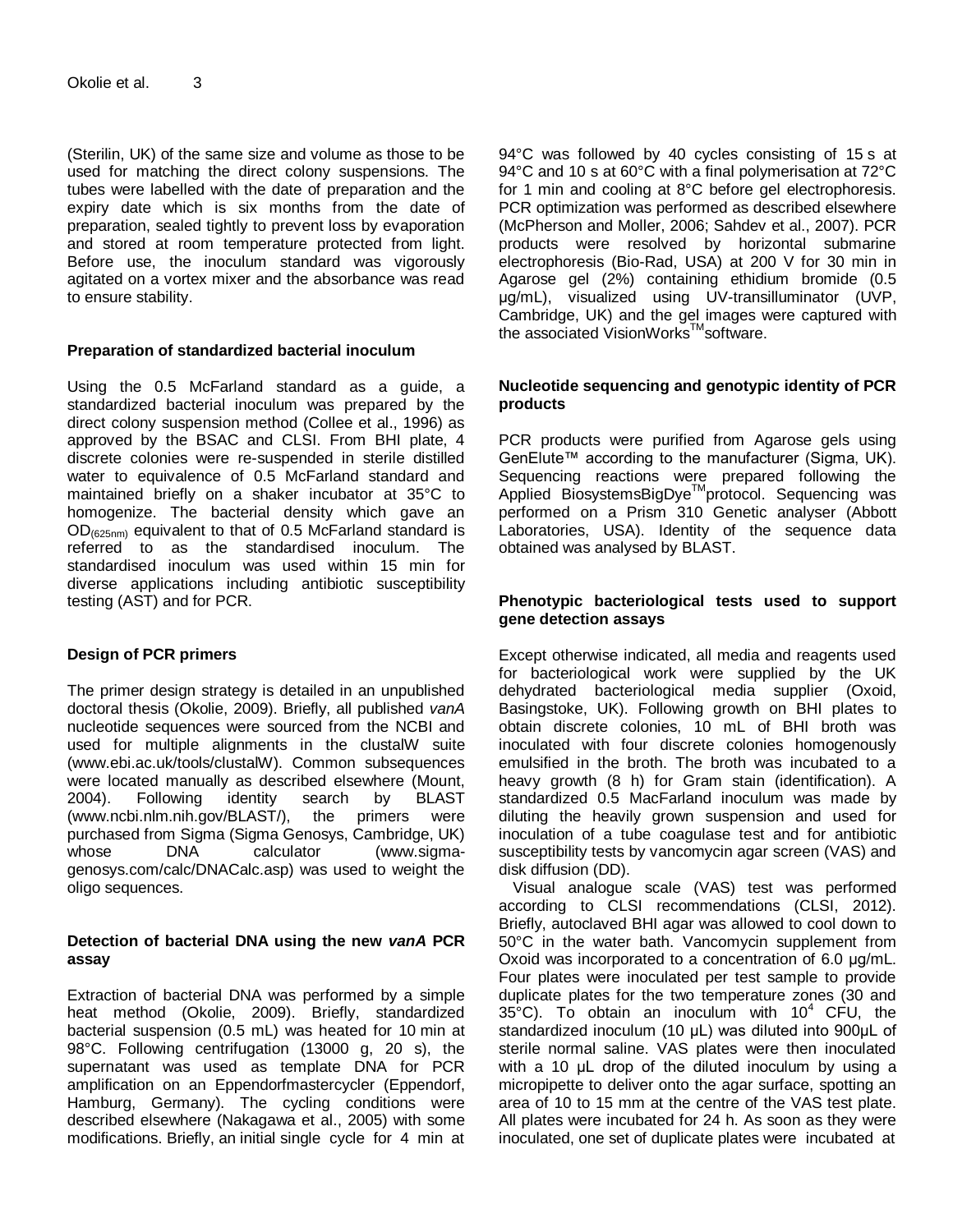(Sterilin, UK) of the same size and volume as those to be used for matching the direct colony suspensions. The tubes were labelled with the date of preparation and the expiry date which is six months from the date of preparation, sealed tightly to prevent loss by evaporation and stored at room temperature protected from light. Before use, the inoculum standard was vigorously agitated on a vortex mixer and the absorbance was read to ensure stability.

**Preparation of standardized bacterial inoculum**

Using the 0.5 McFarland standard as a guide, a standardized bacterial inoculum was prepared by the direct colony suspension method (Collee et al., 1996) as approved by the BSAC and CLSI. From BHI plate, 4 discrete colonies were re-suspended in sterile distilled water to equivalence of 0.5 McFarland standard and maintained briefly on a shaker incubator at 35°C to homogenize. The bacterial density which gave an $OD_{(625nm)}$ equivalent to that of 0.5 McFarland standard is referred to as the standardised inoculum. The standardised inoculum was used within 15 min for diverse applications including antibiotic susceptibility testing (AST) and for PCR.

**Design of PCR primers**

The primer design strategy is detailed in an unpublished doctoral thesis (Okolie, 2009). Briefly, all published *vanA* nucleotide sequences were sourced from the NCBI and used for multiple alignments in the clustalW suite (www.ebi.ac.uk/tools/clustalW). Common subsequences were located manually as described elsewhere (Mount, 2004). Following identity search by BLAST (www.ncbi.nlm.nih.gov/BLAST/), the primers were purchased from Sigma (Sigma Genosys, Cambridge, UK) whose DNA calculator (www.sigma-genosys.com/calc/DNACalc.asp) was used to weight the oligo sequences.

**Detection of bacterial DNA using the new *vanA* PCR assay**

Extraction of bacterial DNA was performed by a simple heat method (Okolie, 2009). Briefly, standardized bacterial suspension (0.5 mL) was heated for 10 min at 98°C. Following centrifugation (13000 g, 20 s), the supernatant was used as template DNA for PCR amplification on an Eppendorfmastercycler (Eppendorf, Hamburg, Germany). The cycling conditions were described elsewhere (Nakagawa et al., 2005) with some modifications. Briefly, an initial single cycle for 4 min at 94°C was followed by 40 cycles consisting of 15 s at 94°C and 10 s at 60°C with a final polymerisation at 72°C for 1 min and cooling at 8°C before gel electrophoresis. PCR optimization was performed as described elsewhere (McPherson and Moller, 2006; Sahdev et al., 2007). PCR products were resolved by horizontal submarine electrophoresis (Bio-Rad, USA) at 200 V for 30 min in Agarose gel (2%) containing ethidium bromide (0.5 μg/mL), visualized using UV-transilluminator (UVP, Cambridge, UK) and the gel images were captured with the associated VisionWorks™software.

**Nucleotide sequencing and genotypic identity of PCR products**

PCR products were purified from Agarose gels using GenElute™ according to the manufacturer (Sigma, UK). Sequencing reactions were prepared following the Applied BiosystemsBigDye™protocol. Sequencing was performed on a Prism 310 Genetic analyser (Abbott Laboratories, USA). Identity of the sequence data obtained was analysed by BLAST.

**Phenotypic bacteriological tests used to support gene detection assays**

Except otherwise indicated, all media and reagents used for bacteriological work were supplied by the UK dehydrated bacteriological media supplier (Oxoid, Basingstoke, UK). Following growth on BHI plates to obtain discrete colonies, 10 mL of BHI broth was inoculated with four discrete colonies homogenously emulsified in the broth. The broth was incubated to a heavy growth (8 h) for Gram stain (identification). A standardized 0.5 MacFarland inoculum was made by diluting the heavily grown suspension and used for inoculation of a tube coagulase test and for antibiotic susceptibility tests by vancomycin agar screen (VAS) and disk diffusion (DD).

Visual analogue scale (VAS) test was performed according to CLSI recommendations (CLSI, 2012). Briefly, autoclaved BHI agar was allowed to cool down to 50°C in the water bath. Vancomycin supplement from Oxoid was incorporated to a concentration of 6.0 μg/mL. Four plates were inoculated per test sample to provide duplicate plates for the two temperature zones (30 and 35°C). To obtain an inoculum with $10^4$ CFU, the standardized inoculum (10 μL) was diluted into 900μL of sterile normal saline. VAS plates were then inoculated with a 10 μL drop of the diluted inoculum by using a micropipette to deliver onto the agar surface, spotting an area of 10 to 15 mm at the centre of the VAS test plate. All plates were incubated for 24 h. As soon as they were inoculated, one set of duplicate plates were incubated at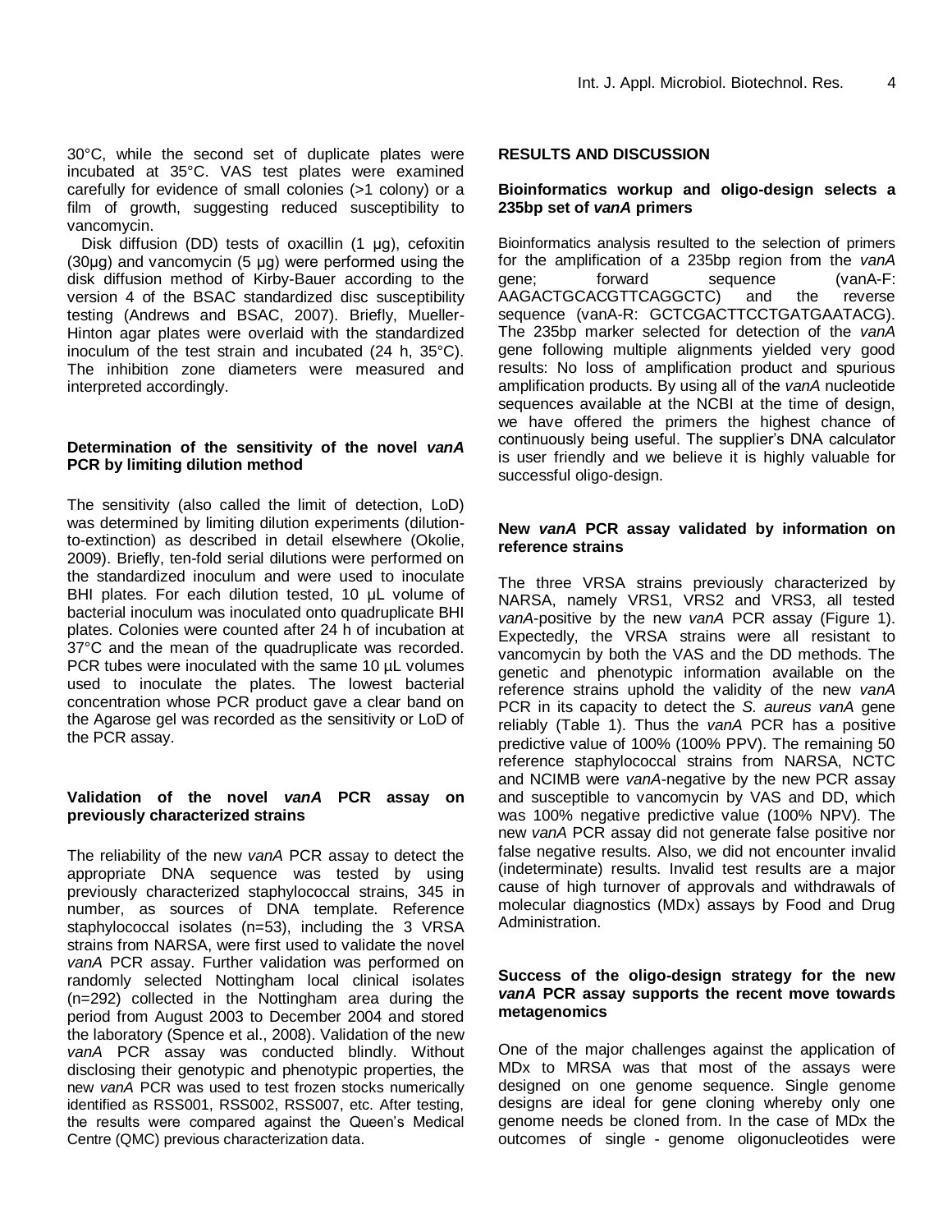30°C, while the second set of duplicate plates were incubated at 35°C. VAS test plates were examined carefully for evidence of small colonies (>1 colony) or a film of growth, suggesting reduced susceptibility to vancomycin.

Disk diffusion (DD) tests of oxacillin (1 µg), cefoxitin (30µg) and vancomycin (5 µg) were performed using the disk diffusion method of Kirby-Bauer according to the version 4 of the BSAC standardized disc susceptibility testing (Andrews and BSAC, 2007). Briefly, Mueller-Hinton agar plates were overlaid with the standardized inoculum of the test strain and incubated (24 h, 35°C). The inhibition zone diameters were measured and interpreted accordingly.

### Determination of the sensitivity of the novel *vanA* PCR by limiting dilution method

The sensitivity (also called the limit of detection, LoD) was determined by limiting dilution experiments (dilution-to-extinction) as described in detail elsewhere (Okolie, 2009). Briefly, ten-fold serial dilutions were performed on the standardized inoculum and were used to inoculate BHI plates. For each dilution tested, 10 µL volume of bacterial inoculum was inoculated onto quadruplicate BHI plates. Colonies were counted after 24 h of incubation at 37°C and the mean of the quadruplicate was recorded. PCR tubes were inoculated with the same 10 µL volumes used to inoculate the plates. The lowest bacterial concentration whose PCR product gave a clear band on the Agarose gel was recorded as the sensitivity or LoD of the PCR assay.

### Validation of the novel *vanA* PCR assay on previously characterized strains

The reliability of the new *vanA* PCR assay to detect the appropriate DNA sequence was tested by using previously characterized staphylococcal strains, 345 in number, as sources of DNA template. Reference staphylococcal isolates (n=53), including the 3 VRSA strains from NARSA, were first used to validate the novel *vanA* PCR assay. Further validation was performed on randomly selected Nottingham local clinical isolates (n=292) collected in the Nottingham area during the period from August 2003 to December 2004 and stored the laboratory (Spence et al., 2008). Validation of the new *vanA* PCR assay was conducted blindly. Without disclosing their genotypic and phenotypic properties, the new *vanA* PCR was used to test frozen stocks numerically identified as RSS001, RSS002, RSS007, etc. After testing, the results were compared against the Queen's Medical Centre (QMC) previous characterization data.

## RESULTS AND DISCUSSION

### Bioinformatics workup and oligo-design selects a 235bp set of *vanA* primers

Bioinformatics analysis resulted to the selection of primers for the amplification of a 235bp region from the *vanA* gene; forward sequence (vanA-F: AAGACTGCACGTTCAGGCTC) and the reverse sequence (vanA-R: GCTCGACTTCCTGATGAATACG). The 235bp marker selected for detection of the *vanA* gene following multiple alignments yielded very good results: No loss of amplification product and spurious amplification products. By using all of the *vanA* nucleotide sequences available at the NCBI at the time of design, we have offered the primers the highest chance of continuously being useful. The supplier's DNA calculator is user friendly and we believe it is highly valuable for successful oligo-design.

### New *vanA* PCR assay validated by information on reference strains

The three VRSA strains previously characterized by NARSA, namely VRS1, VRS2 and VRS3, all tested *vanA*-positive by the new *vanA* PCR assay (Figure 1). Expectedly, the VRSA strains were all resistant to vancomycin by both the VAS and the DD methods. The genetic and phenotypic information available on the reference strains uphold the validity of the new *vanA* PCR in its capacity to detect the *S. aureus vanA* gene reliably (Table 1). Thus the *vanA* PCR has a positive predictive value of 100% (100% PPV). The remaining 50 reference staphylococcal strains from NARSA, NCTC and NCIMB were *vanA*-negative by the new PCR assay and susceptible to vancomycin by VAS and DD, which was 100% negative predictive value (100% NPV). The new *vanA* PCR assay did not generate false positive nor false negative results. Also, we did not encounter invalid (indeterminate) results. Invalid test results are a major cause of high turnover of approvals and withdrawals of molecular diagnostics (MDx) assays by Food and Drug Administration.

### Success of the oligo-design strategy for the new *vanA* PCR assay supports the recent move towards metagenomics

One of the major challenges against the application of MDx to MRSA was that most of the assays were designed on one genome sequence. Single genome designs are ideal for gene cloning whereby only one genome needs be cloned from. In the case of MDx the outcomes of single - genome oligonucleotides were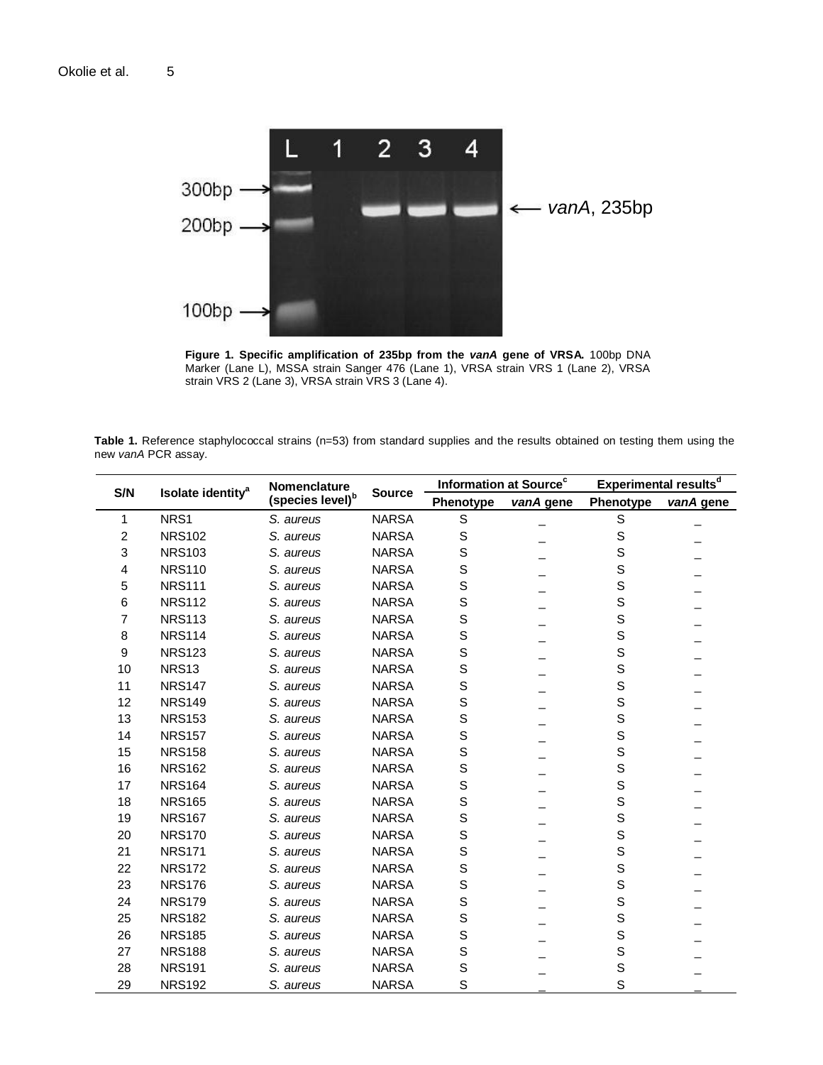**Figure 1. Specific amplification of 235bp from the *vanA* gene of VRSA.** 100bp DNA Marker (Lane L), MSSA strain Sanger 476 (Lane 1), VRSA strain VRS 1 (Lane 2), VRSA strain VRS 2 (Lane 3), VRSA strain VRS 3 (Lane 4).

**Table 1.** Reference staphylococcal strains (n=53) from standard supplies and the results obtained on testing them using the new *vanA* PCR assay.

| S/N | Isolate identity[a] | Nomenclature (species level)[b] | Source | Information at Source[c] | | Experimental results[d] | |
|---|---|---|---|---|---|---|---|
| | | | | Phenotype | *vanA* gene | Phenotype | *vanA* gene |
| 1 | NRS1 | *S. aureus* | NARSA | S | _ | S | _ |
| 2 | NRS102 | *S. aureus* | NARSA | S | _ | S | _ |
| 3 | NRS103 | *S. aureus* | NARSA | S | _ | S | _ |
| 4 | NRS110 | *S. aureus* | NARSA | S | _ | S | _ |
| 5 | NRS111 | *S. aureus* | NARSA | S | _ | S | _ |
| 6 | NRS112 | *S. aureus* | NARSA | S | _ | S | _ |
| 7 | NRS113 | *S. aureus* | NARSA | S | _ | S | _ |
| 8 | NRS114 | *S. aureus* | NARSA | S | _ | S | _ |
| 9 | NRS123 | *S. aureus* | NARSA | S | _ | S | _ |
| 10 | NRS13 | *S. aureus* | NARSA | S | _ | S | _ |
| 11 | NRS147 | *S. aureus* | NARSA | S | _ | S | _ |
| 12 | NRS149 | *S. aureus* | NARSA | S | _ | S | _ |
| 13 | NRS153 | *S. aureus* | NARSA | S | _ | S | _ |
| 14 | NRS157 | *S. aureus* | NARSA | S | _ | S | _ |
| 15 | NRS158 | *S. aureus* | NARSA | S | _ | S | _ |
| 16 | NRS162 | *S. aureus* | NARSA | S | _ | S | _ |
| 17 | NRS164 | *S. aureus* | NARSA | S | _ | S | _ |
| 18 | NRS165 | *S. aureus* | NARSA | S | _ | S | _ |
| 19 | NRS167 | *S. aureus* | NARSA | S | _ | S | _ |
| 20 | NRS170 | *S. aureus* | NARSA | S | _ | S | _ |
| 21 | NRS171 | *S. aureus* | NARSA | S | _ | S | _ |
| 22 | NRS172 | *S. aureus* | NARSA | S | _ | S | _ |
| 23 | NRS176 | *S. aureus* | NARSA | S | _ | S | _ |
| 24 | NRS179 | *S. aureus* | NARSA | S | _ | S | _ |
| 25 | NRS182 | *S. aureus* | NARSA | S | _ | S | _ |
| 26 | NRS185 | *S. aureus* | NARSA | S | _ | S | _ |
| 27 | NRS188 | *S. aureus* | NARSA | S | _ | S | _ |
| 28 | NRS191 | *S. aureus* | NARSA | S | _ | S | _ |
| 29 | NRS192 | *S. aureus* | NARSA | S | _ | S | _ |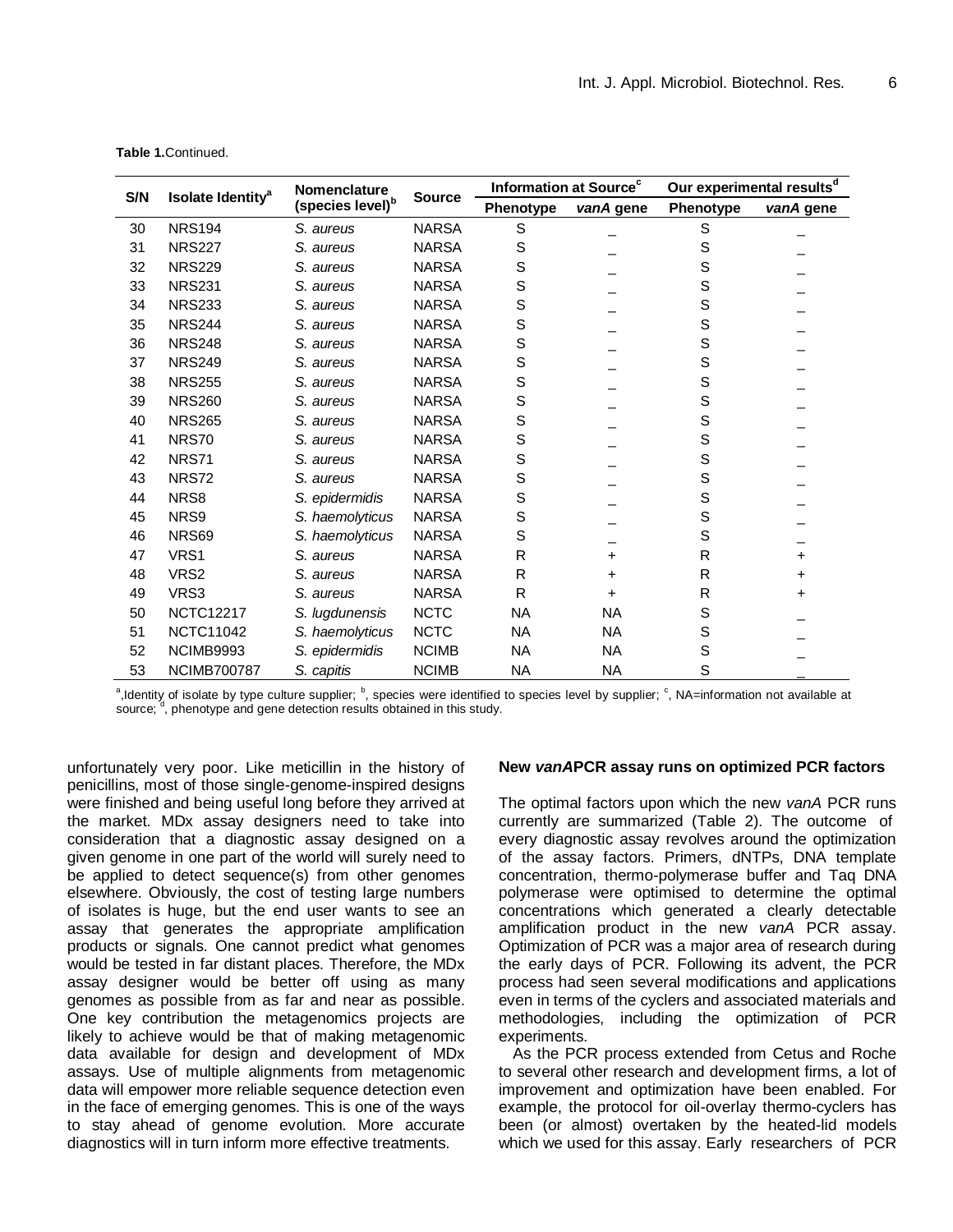**Table 1.** Continued.

| S/N | Isolate Identity[a] | Nomenclature (species level)[b] | Source | Information at Source[c] | | Our experimental results[d] | |
|---|---|---|---|---|---|---|---|
| | | | | Phenotype | *vanA* gene | Phenotype | *vanA* gene |
| 30 | NRS194 | *S. aureus* | NARSA | S | _ | S | _ |
| 31 | NRS227 | *S. aureus* | NARSA | S | _ | S | _ |
| 32 | NRS229 | *S. aureus* | NARSA | S | _ | S | _ |
| 33 | NRS231 | *S. aureus* | NARSA | S | _ | S | _ |
| 34 | NRS233 | *S. aureus* | NARSA | S | _ | S | _ |
| 35 | NRS244 | *S. aureus* | NARSA | S | _ | S | _ |
| 36 | NRS248 | *S. aureus* | NARSA | S | _ | S | _ |
| 37 | NRS249 | *S. aureus* | NARSA | S | _ | S | _ |
| 38 | NRS255 | *S. aureus* | NARSA | S | _ | S | _ |
| 39 | NRS260 | *S. aureus* | NARSA | S | _ | S | _ |
| 40 | NRS265 | *S. aureus* | NARSA | S | _ | S | _ |
| 41 | NRS70 | *S. aureus* | NARSA | S | _ | S | _ |
| 42 | NRS71 | *S. aureus* | NARSA | S | _ | S | _ |
| 43 | NRS72 | *S. aureus* | NARSA | S | _ | S | _ |
| 44 | NRS8 | *S. epidermidis* | NARSA | S | _ | S | _ |
| 45 | NRS9 | *S. haemolyticus* | NARSA | S | _ | S | _ |
| 46 | NRS69 | *S. haemolyticus* | NARSA | S | _ | S | _ |
| 47 | VRS1 | *S. aureus* | NARSA | R | + | R | + |
| 48 | VRS2 | *S. aureus* | NARSA | R | + | R | + |
| 49 | VRS3 | *S. aureus* | NARSA | R | + | R | + |
| 50 | NCTC12217 | *S. lugdunensis* | NCTC | NA | NA | S | _ |
| 51 | NCTC11042 | *S. haemolyticus* | NCTC | NA | NA | S | _ |
| 52 | NCIMB9993 | *S. epidermidis* | NCIMB | NA | NA | S | _ |
| 53 | NCIMB700787 | *S. capitis* | NCIMB | NA | NA | S | _ |

[a], Identity of isolate by type culture supplier; [b], species were identified to species level by supplier; [c], NA=information not available at source; [d], phenotype and gene detection results obtained in this study.

unfortunately very poor. Like meticillin in the history of penicillins, most of those single-genome-inspired designs were finished and being useful long before they arrived at the market. MDx assay designers need to take into consideration that a diagnostic assay designed on a given genome in one part of the world will surely need to be applied to detect sequence(s) from other genomes elsewhere. Obviously, the cost of testing large numbers of isolates is huge, but the end user wants to see an assay that generates the appropriate amplification products or signals. One cannot predict what genomes would be tested in far distant places. Therefore, the MDx assay designer would be better off using as many genomes as possible from as far and near as possible. One key contribution the metagenomics projects are likely to achieve would be that of making metagenomic data available for design and development of MDx assays. Use of multiple alignments from metagenomic data will empower more reliable sequence detection even in the face of emerging genomes. This is one of the ways to stay ahead of genome evolution. More accurate diagnostics will in turn inform more effective treatments.

**New *vanA* PCR assay runs on optimized PCR factors**

The optimal factors upon which the new *vanA* PCR runs currently are summarized (Table 2). The outcome of every diagnostic assay revolves around the optimization of the assay factors. Primers, dNTPs, DNA template concentration, thermo-polymerase buffer and Taq DNA polymerase were optimised to determine the optimal concentrations which generated a clearly detectable amplification product in the new *vanA* PCR assay. Optimization of PCR was a major area of research during the early days of PCR. Following its advent, the PCR process had seen several modifications and applications even in terms of the cyclers and associated materials and methodologies, including the optimization of PCR experiments.

As the PCR process extended from Cetus and Roche to several other research and development firms, a lot of improvement and optimization have been enabled. For example, the protocol for oil-overlay thermo-cyclers has been (or almost) overtaken by the heated-lid models which we used for this assay. Early researchers of PCR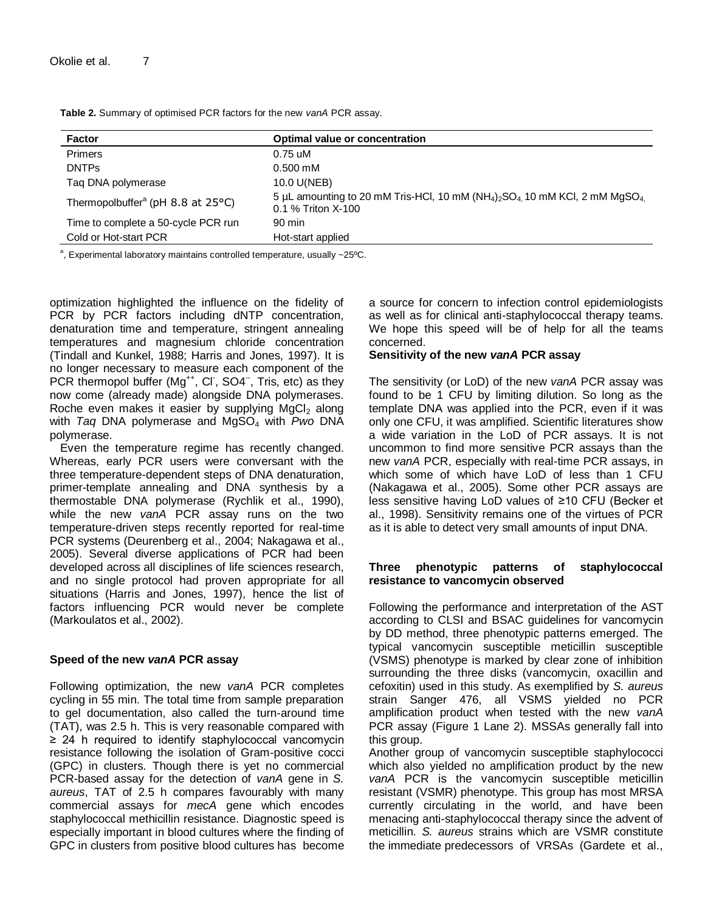**Table 2.** Summary of optimised PCR factors for the new *vanA* PCR assay.

| Factor | Optimal value or concentration |
|---|---|
| Primers | 0.75 uM |
| DNTPs | 0.500 mM |
| Taq DNA polymerase | 10.0 U(NEB) |
| Thermopolbuffer[a] (pH 8.8 at 25°C) | 5 µL amounting to 20 mM Tris-HCl, 10 mM $(NH_4)_2SO_4$, 10 mM KCl, 2 mM $MgSO_4$, 0.1 % Triton X-100 |
| Time to complete a 50-cycle PCR run | 90 min |
| Cold or Hot-start PCR | Hot-start applied |

[a], Experimental laboratory maintains controlled temperature, usually ~25ºC.

optimization highlighted the influence on the fidelity of PCR by PCR factors including dNTP concentration, denaturation time and temperature, stringent annealing temperatures and magnesium chloride concentration (Tindall and Kunkel, 1988; Harris and Jones, 1997). It is no longer necessary to measure each component of the PCR thermopol buffer ($Mg^{++}$, $Cl^-$, $SO4^{--}$, Tris, etc) as they now come (already made) alongside DNA polymerases. Roche even makes it easier by supplying $MgCl_2$ along with *Taq* DNA polymerase and $MgSO_4$ with *Pwo* DNA polymerase.

Even the temperature regime has recently changed. Whereas, early PCR users were conversant with the three temperature-dependent steps of DNA denaturation, primer-template annealing and DNA synthesis by a thermostable DNA polymerase (Rychlik et al., 1990), while the new *vanA* PCR assay runs on the two temperature-driven steps recently reported for real-time PCR systems (Deurenberg et al., 2004; Nakagawa et al., 2005). Several diverse applications of PCR had been developed across all disciplines of life sciences research, and no single protocol had proven appropriate for all situations (Harris and Jones, 1997), hence the list of factors influencing PCR would never be complete (Markoulatos et al., 2002).

### Speed of the new *vanA* PCR assay

Following optimization, the new *vanA* PCR completes cycling in 55 min. The total time from sample preparation to gel documentation, also called the turn-around time (TAT), was 2.5 h. This is very reasonable compared with ≥ 24 h required to identify staphylococcal vancomycin resistance following the isolation of Gram-positive cocci (GPC) in clusters. Though there is yet no commercial PCR-based assay for the detection of *vanA* gene in *S. aureus*, TAT of 2.5 h compares favourably with many commercial assays for *mecA* gene which encodes staphylococcal methicillin resistance. Diagnostic speed is especially important in blood cultures where the finding of GPC in clusters from positive blood cultures has become a source for concern to infection control epidemiologists as well as for clinical anti-staphylococcal therapy teams. We hope this speed will be of help for all the teams concerned.

### Sensitivity of the new *vanA* PCR assay

The sensitivity (or LoD) of the new *vanA* PCR assay was found to be 1 CFU by limiting dilution. So long as the template DNA was applied into the PCR, even if it was only one CFU, it was amplified. Scientific literatures show a wide variation in the LoD of PCR assays. It is not uncommon to find more sensitive PCR assays than the new *vanA* PCR, especially with real-time PCR assays, in which some of which have LoD of less than 1 CFU (Nakagawa et al., 2005). Some other PCR assays are less sensitive having LoD values of ≥10 CFU (Becker et al., 1998). Sensitivity remains one of the virtues of PCR as it is able to detect very small amounts of input DNA.

### Three phenotypic patterns of staphylococcal resistance to vancomycin observed

Following the performance and interpretation of the AST according to CLSI and BSAC guidelines for vancomycin by DD method, three phenotypic patterns emerged. The typical vancomycin susceptible meticillin susceptible (VSMS) phenotype is marked by clear zone of inhibition surrounding the three disks (vancomycin, oxacillin and cefoxitin) used in this study. As exemplified by *S. aureus* strain Sanger 476, all VSMS yielded no PCR amplification product when tested with the new *vanA* PCR assay (Figure 1 Lane 2). MSSAs generally fall into this group.

Another group of vancomycin susceptible staphylococci which also yielded no amplification product by the new *vanA* PCR is the vancomycin susceptible meticillin resistant (VSMR) phenotype. This group has most MRSA currently circulating in the world, and have been menacing anti-staphylococcal therapy since the advent of meticillin. *S. aureus* strains which are VSMR constitute the immediate predecessors of VRSAs (Gardete et al.,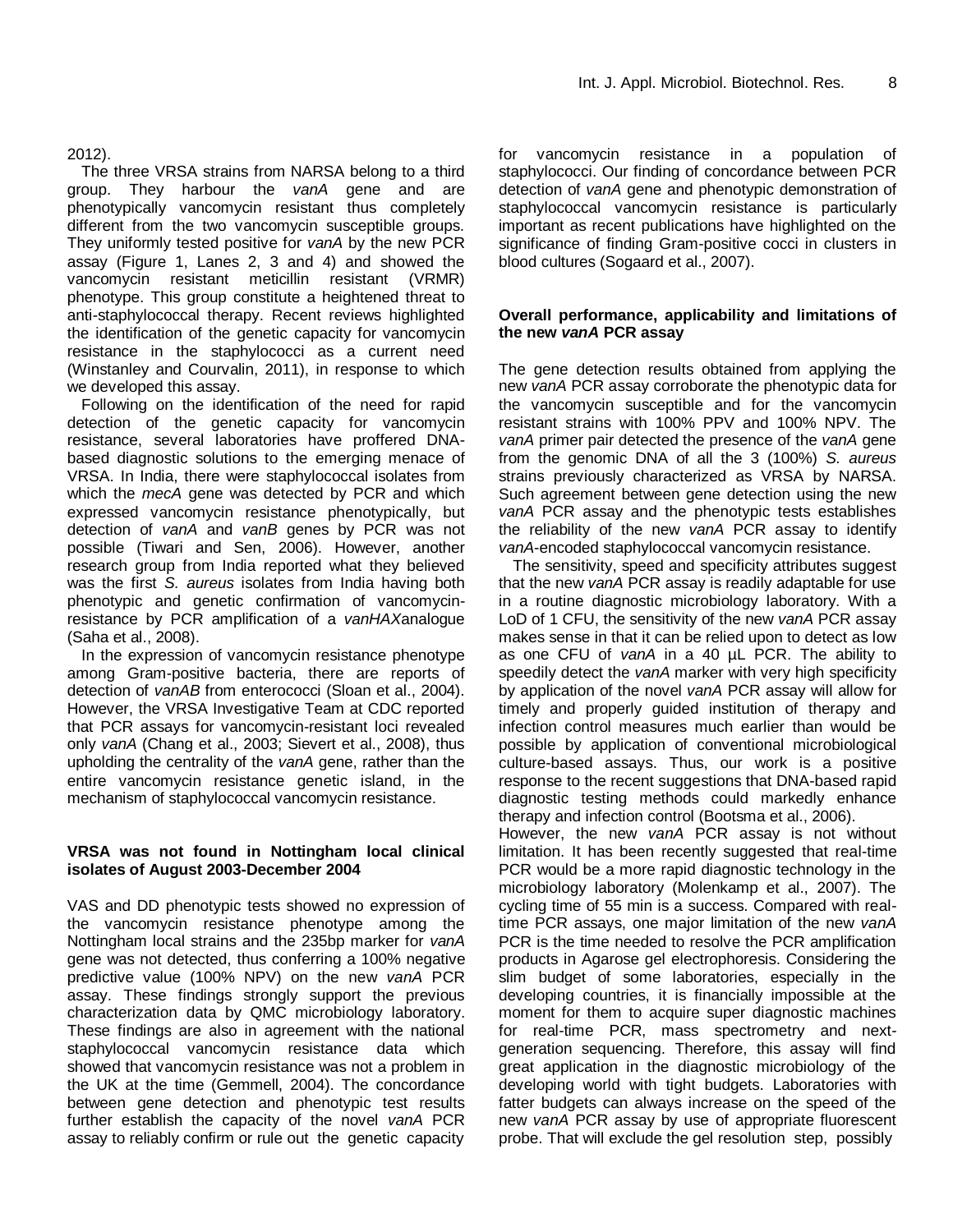2012).

The three VRSA strains from NARSA belong to a third group. They harbour the *vanA* gene and are phenotypically vancomycin resistant thus completely different from the two vancomycin susceptible groups. They uniformly tested positive for *vanA* by the new PCR assay (Figure 1, Lanes 2, 3 and 4) and showed the vancomycin resistant meticillin resistant (VRMR) phenotype. This group constitute a heightened threat to anti-staphylococcal therapy. Recent reviews highlighted the identification of the genetic capacity for vancomycin resistance in the staphylococci as a current need (Winstanley and Courvalin, 2011), in response to which we developed this assay.

Following on the identification of the need for rapid detection of the genetic capacity for vancomycin resistance, several laboratories have proffered DNA-based diagnostic solutions to the emerging menace of VRSA. In India, there were staphylococcal isolates from which the *mecA* gene was detected by PCR and which expressed vancomycin resistance phenotypically, but detection of *vanA* and *vanB* genes by PCR was not possible (Tiwari and Sen, 2006). However, another research group from India reported what they believed was the first *S. aureus* isolates from India having both phenotypic and genetic confirmation of vancomycin-resistance by PCR amplification of a *vanHAX*analogue (Saha et al., 2008).

In the expression of vancomycin resistance phenotype among Gram-positive bacteria, there are reports of detection of *vanAB* from enterococci (Sloan et al., 2004). However, the VRSA Investigative Team at CDC reported that PCR assays for vancomycin-resistant loci revealed only *vanA* (Chang et al., 2003; Sievert et al., 2008), thus upholding the centrality of the *vanA* gene, rather than the entire vancomycin resistance genetic island, in the mechanism of staphylococcal vancomycin resistance.

### VRSA was not found in Nottingham local clinical isolates of August 2003-December 2004

VAS and DD phenotypic tests showed no expression of the vancomycin resistance phenotype among the Nottingham local strains and the 235bp marker for *vanA* gene was not detected, thus conferring a 100% negative predictive value (100% NPV) on the new *vanA* PCR assay. These findings strongly support the previous characterization data by QMC microbiology laboratory. These findings are also in agreement with the national staphylococcal vancomycin resistance data which showed that vancomycin resistance was not a problem in the UK at the time (Gemmell, 2004). The concordance between gene detection and phenotypic test results further establish the capacity of the novel *vanA* PCR assay to reliably confirm or rule out the genetic capacity for vancomycin resistance in a population of staphylococci. Our finding of concordance between PCR detection of *vanA* gene and phenotypic demonstration of staphylococcal vancomycin resistance is particularly important as recent publications have highlighted on the significance of finding Gram-positive cocci in clusters in blood cultures (Sogaard et al., 2007).

### Overall performance, applicability and limitations of the new *vanA* PCR assay

The gene detection results obtained from applying the new *vanA* PCR assay corroborate the phenotypic data for the vancomycin susceptible and for the vancomycin resistant strains with 100% PPV and 100% NPV. The *vanA* primer pair detected the presence of the *vanA* gene from the genomic DNA of all the 3 (100%) *S. aureus* strains previously characterized as VRSA by NARSA. Such agreement between gene detection using the new *vanA* PCR assay and the phenotypic tests establishes the reliability of the new *vanA* PCR assay to identify *vanA*-encoded staphylococcal vancomycin resistance.

The sensitivity, speed and specificity attributes suggest that the new *vanA* PCR assay is readily adaptable for use in a routine diagnostic microbiology laboratory. With a LoD of 1 CFU, the sensitivity of the new *vanA* PCR assay makes sense in that it can be relied upon to detect as low as one CFU of *vanA* in a 40 µL PCR. The ability to speedily detect the *vanA* marker with very high specificity by application of the novel *vanA* PCR assay will allow for timely and properly guided institution of therapy and infection control measures much earlier than would be possible by application of conventional microbiological culture-based assays. Thus, our work is a positive response to the recent suggestions that DNA-based rapid diagnostic testing methods could markedly enhance therapy and infection control (Bootsma et al., 2006).

However, the new *vanA* PCR assay is not without limitation. It has been recently suggested that real-time PCR would be a more rapid diagnostic technology in the microbiology laboratory (Molenkamp et al., 2007). The cycling time of 55 min is a success. Compared with real-time PCR assays, one major limitation of the new *vanA* PCR is the time needed to resolve the PCR amplification products in Agarose gel electrophoresis. Considering the slim budget of some laboratories, especially in the developing countries, it is financially impossible at the moment for them to acquire super diagnostic machines for real-time PCR, mass spectrometry and next-generation sequencing. Therefore, this assay will find great application in the diagnostic microbiology of the developing world with tight budgets. Laboratories with fatter budgets can always increase on the speed of the new *vanA* PCR assay by use of appropriate fluorescent probe. That will exclude the gel resolution step, possibly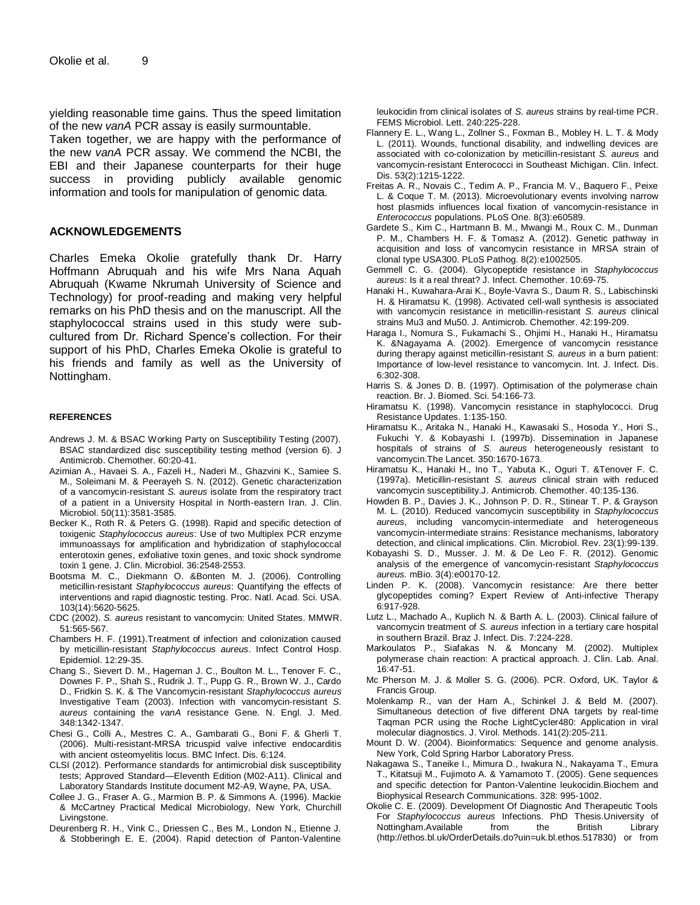yielding reasonable time gains. Thus the speed limitation of the new *vanA* PCR assay is easily surmountable.

Taken together, we are happy with the performance of the new *vanA* PCR assay. We commend the NCBI, the EBI and their Japanese counterparts for their huge success in providing publicly available genomic information and tools for manipulation of genomic data.

## ACKNOWLEDGEMENTS

Charles Emeka Okolie gratefully thank Dr. Harry Hoffmann Abruquah and his wife Mrs Nana Aquah Abruquah (Kwame Nkrumah University of Science and Technology) for proof-reading and making very helpful remarks on his PhD thesis and on the manuscript. All the staphylococcal strains used in this study were sub-cultured from Dr. Richard Spence's collection. For their support of his PhD, Charles Emeka Okolie is grateful to his friends and family as well as the University of Nottingham.

## REFERENCES

Andrews J. M. & BSAC Working Party on Susceptibility Testing (2007). BSAC standardized disc susceptibility testing method (version 6). J Antimicrob. Chemother. 60:20-41.

Azimian A., Havaei S. A., Fazeli H., Naderi M., Ghazvini K., Samiee S. M., Soleimani M. & Peerayeh S. N. (2012). Genetic characterization of a vancomycin-resistant *S. aureus* isolate from the respiratory tract of a patient in a University Hospital in North-eastern Iran. J. Clin. Microbiol. 50(11):3581-3585.

Becker K., Roth R. & Peters G. (1998). Rapid and specific detection of toxigenic *Staphylococcus aureus*: Use of two Multiplex PCR enzyme immunoassays for amplification and hybridization of staphylococcal enterotoxin genes, exfoliative toxin genes, and toxic shock syndrome toxin 1 gene. J. Clin. Microbiol. 36:2548-2553.

Bootsma M. C., Diekmann O. &Bonten M. J. (2006). Controlling meticillin-resistant *Staphylococcus aureus*: Quantifying the effects of interventions and rapid diagnostic testing. Proc. Natl. Acad. Sci. USA. 103(14):5620-5625.

CDC (2002). *S. aureus* resistant to vancomycin: United States. MMWR. 51:565-567.

Chambers H. F. (1991).Treatment of infection and colonization caused by meticillin-resistant *Staphylococcus aureus*. Infect Control Hosp. Epidemiol. 12:29-35.

Chang S., Sievert D. M., Hageman J. C., Boulton M. L., Tenover F. C., Downes F. P., Shah S., Rudrik J. T., Pupp G. R., Brown W. J., Cardo D., Fridkin S. K. & The Vancomycin-resistant *Staphylococcus aureus* Investigative Team (2003). Infection with vancomycin-resistant *S. aureus* containing the *vanA* resistance Gene. N. Engl. J. Med. 348:1342-1347.

Chesi G., Colli A., Mestres C. A., Gambarati G., Boni F. & Gherli T. (2006). Multi-resistant-MRSA tricuspid valve infective endocarditis with ancient osteomyelitis locus. BMC Infect. Dis. 6:124.

CLSI (2012). Performance standards for antimicrobial disk susceptibility tests; Approved Standard—Eleventh Edition (M02-A11). Clinical and Laboratory Standards Institute document M2-A9, Wayne, PA, USA.

Collee J. G., Fraser A. G., Marmion B. P. & Simmons A. (1996). Mackie & McCartney Practical Medical Microbiology, New York, Churchill Livingstone.

Deurenberg R. H., Vink C., Driessen C., Bes M., London N., Etienne J. & Stobberingh E. E. (2004). Rapid detection of Panton-Valentine leukocidin from clinical isolates of *S. aureus* strains by real-time PCR. FEMS Microbiol. Lett. 240:225-228.

Flannery E. L., Wang L., Zollner S., Foxman B., Mobley H. L. T. & Mody L. (2011). Wounds, functional disability, and indwelling devices are associated with co-colonization by meticillin-resistant *S. aureus* and vancomycin-resistant Enterococci in Southeast Michigan. Clin. Infect. Dis. 53(2):1215-1222.

Freitas A. R., Novais C., Tedim A. P., Francia M. V., Baquero F., Peixe L. & Coque T. M. (2013). Microevolutionary events involving narrow host plasmids influences local fixation of vancomycin-resistance in *Enterococcus* populations. PLoS One. 8(3):e60589.

Gardete S., Kim C., Hartmann B. M., Mwangi M., Roux C. M., Dunman P. M., Chambers H. F. & Tomasz A. (2012). Genetic pathway in acquisition and loss of vancomycin resistance in MRSA strain of clonal type USA300. PLoS Pathog. 8(2):e1002505.

Gemmell C. G. (2004). Glycopeptide resistance in *Staphylococcus aureus*: Is it a real threat? J. Infect. Chemother. 10:69-75.

Hanaki H., Kuwahara-Arai K., Boyle-Vavra S., Daum R. S., Labischinski H. & Hiramatsu K. (1998). Activated cell-wall synthesis is associated with vancomycin resistance in meticillin-resistant *S. aureus* clinical strains Mu3 and Mu50. J. Antimicrob. Chemother. 42:199-209.

Haraga I., Nomura S., Fukamachi S., Ohjimi H., Hanaki H., Hiramatsu K. &Nagayama A. (2002). Emergence of vancomycin resistance during therapy against meticillin-resistant *S. aureus* in a burn patient: Importance of low-level resistance to vancomycin. Int. J. Infect. Dis. 6:302-308.

Harris S. & Jones D. B. (1997). Optimisation of the polymerase chain reaction. Br. J. Biomed. Sci. 54:166-73.

Hiramatsu K. (1998). Vancomycin resistance in staphylococci. Drug Resistance Updates. 1:135-150.

Hiramatsu K., Aritaka N., Hanaki H., Kawasaki S., Hosoda Y., Hori S., Fukuchi Y. & Kobayashi I. (1997b). Dissemination in Japanese hospitals of strains of *S. aureus* heterogeneously resistant to vancomycin.The Lancet. 350:1670-1673.

Hiramatsu K., Hanaki H., Ino T., Yabuta K., Oguri T. &Tenover F. C. (1997a). Meticillin-resistant *S. aureus* clinical strain with reduced vancomycin susceptibility.J. Antimicrob. Chemother. 40:135-136.

Howden B. P., Davies J. K., Johnson P. D. R., Stinear T. P. & Grayson M. L. (2010). Reduced vancomycin susceptibility in *Staphylococcus aureus*, including vancomycin-intermediate and heterogeneous vancomycin-intermediate strains: Resistance mechanisms, laboratory detection, and clinical implications. Clin. Microbiol. Rev. 23(1):99-139.

Kobayashi S. D., Musser. J. M. & De Leo F. R. (2012). Genomic analysis of the emergence of vancomycin-resistant *Staphylococcus aureus.* mBio. 3(4):e00170-12.

Linden P. K. (2008). Vancomycin resistance: Are there better glycopeptides coming? Expert Review of Anti-infective Therapy 6:917-928.

Lutz L., Machado A., Kuplich N. & Barth A. L. (2003). Clinical failure of vancomycin treatment of *S. aureus* infection in a tertiary care hospital in southern Brazil. Braz J. Infect. Dis. 7:224-228.

Markoulatos P., Siafakas N. & Moncany M. (2002). Multiplex polymerase chain reaction: A practical approach. J. Clin. Lab. Anal. 16:47-51.

Mc Pherson M. J. & Moller S. G. (2006). PCR. Oxford, UK. Taylor & Francis Group.

Molenkamp R., van der Ham A., Schinkel J. & Beld M. (2007). Simultaneous detection of five different DNA targets by real-time Taqman PCR using the Roche LightCycler480: Application in viral molecular diagnostics. J. Virol. Methods. 141(2):205-211.

Mount D. W. (2004). Bioinformatics: Sequence and genome analysis. New York, Cold Spring Harbor Laboratory Press.

Nakagawa S., Taneike I., Mimura D., Iwakura N., Nakayama T., Emura T., Kitatsuji M., Fujimoto A. & Yamamoto T. (2005). Gene sequences and specific detection for Panton-Valentine leukocidin.Biochem and Biophysical Research Communications. 328: 995-1002.

Okolie C. E. (2009). Development Of Diagnostic And Therapeutic Tools For *Staphylococcus aureus* Infections. PhD Thesis.University of Nottingham.Available from the British Library (http://ethos.bl.uk/OrderDetails.do?uin=uk.bl.ethos.517830) or from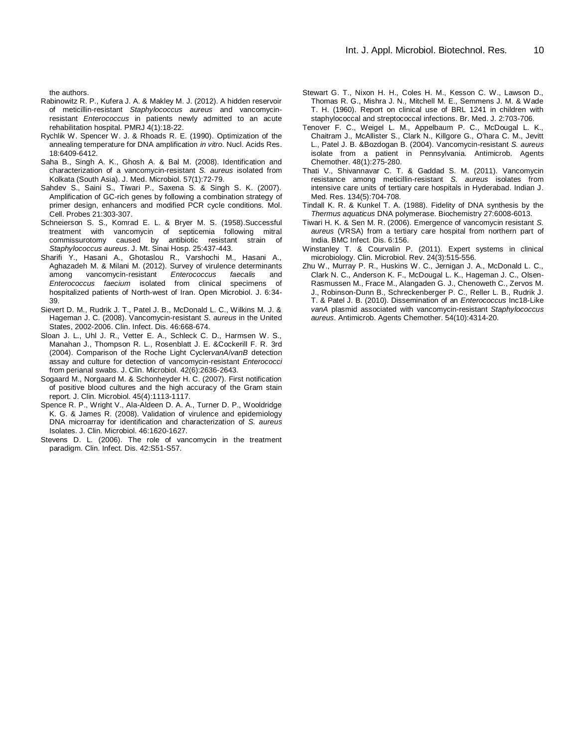the authors.

Rabinowitz R. P., Kufera J. A. & Makley M. J. (2012). A hidden reservoir of meticillin-resistant *Staphylococcus aureus* and vancomycin-resistant *Enterococcus* in patients newly admitted to an acute rehabilitation hospital. PMRJ 4(1):18-22.

Rychlik W. Spencer W. J. & Rhoads R. E. (1990). Optimization of the annealing temperature for DNA amplification *in vitro*. Nucl. Acids Res. 18:6409-6412.

Saha B., Singh A. K., Ghosh A. & Bal M. (2008). Identification and characterization of a vancomycin-resistant *S. aureus* isolated from Kolkata (South Asia). J. Med. Microbiol. 57(1):72-79.

Sahdev S., Saini S., Tiwari P., Saxena S. & Singh S. K. (2007). Amplification of GC-rich genes by following a combination strategy of primer design, enhancers and modified PCR cycle conditions. Mol. Cell. Probes 21:303-307.

Schneierson S. S., Komrad E. L. & Bryer M. S. (1958).Successful treatment with vancomycin of septicemia following mitral commissurotomy caused by antibiotic resistant strain of *Staphylococcus aureus*. J. Mt. Sinai Hosp. 25:437-443.

Sharifi Y., Hasani A., Ghotaslou R., Varshochi M., Hasani A., Aghazadeh M. & Milani M. (2012). Survey of virulence determinants among vancomycin-resistant *Enterococcus faecalis* and *Enterococcus faecium* isolated from clinical specimens of hospitalized patients of North-west of Iran. Open Microbiol. J. 6:34-39.

Sievert D. M., Rudrik J. T., Patel J. B., McDonald L. C., Wilkins M. J. & Hageman J. C. (2008). Vancomycin-resistant *S. aureus* in the United States, 2002-2006. Clin. Infect. Dis. 46:668-674.

Sloan J. L., Uhl J. R., Vetter E. A., Schleck C. D., Harmsen W. S., Manahan J., Thompson R. L., Rosenblatt J. E. &Cockerill F. R. 3rd (2004). Comparison of the Roche Light Cycler*vanA*/*vanB* detection assay and culture for detection of vancomycin-resistant *Enterococci* from perianal swabs. J. Clin. Microbiol. 42(6):2636-2643.

Sogaard M., Norgaard M. & Schonheyder H. C. (2007). First notification of positive blood cultures and the high accuracy of the Gram stain report. J. Clin. Microbiol. 45(4):1113-1117.

Spence R. P., Wright V., Ala-Aldeen D. A. A., Turner D. P., Wooldridge K. G. & James R. (2008). Validation of virulence and epidemiology DNA microarray for identification and characterization of *S. aureus* Isolates. J. Clin. Microbiol. 46:1620-1627.

Stevens D. L. (2006). The role of vancomycin in the treatment paradigm. Clin. Infect. Dis. 42:S51-S57.

Stewart G. T., Nixon H. H., Coles H. M., Kesson C. W., Lawson D., Thomas R. G., Mishra J. N., Mitchell M. E., Semmens J. M. & Wade T. H. (1960). Report on clinical use of BRL 1241 in children with staphylococcal and streptococcal infections. Br. Med. J. 2:703-706.

Tenover F. C., Weigel L. M., Appelbaum P. C., McDougal L. K., Chaitram J., McAllister S., Clark N., Killgore G., O'hara C. M., Jevitt L., Patel J. B. &Bozdogan B. (2004). Vancomycin-resistant *S. aureus* isolate from a patient in Pennsylvania. Antimicrob. Agents Chemother. 48(1):275-280.

Thati V., Shivannavar C. T. & Gaddad S. M. (2011). Vancomycin resistance among meticillin-resistant *S. aureus* isolates from intensive care units of tertiary care hospitals in Hyderabad. Indian J. Med. Res. 134(5):704-708.

Tindall K. R. & Kunkel T. A. (1988). Fidelity of DNA synthesis by the *Thermus aquaticus* DNA polymerase. Biochemistry 27:6008-6013.

Tiwari H. K. & Sen M. R. (2006). Emergence of vancomycin resistant *S. aureus* (VRSA) from a tertiary care hospital from northern part of India. BMC Infect. Dis. 6:156.

Winstanley T. & Courvalin P. (2011). Expert systems in clinical microbiology. Clin. Microbiol. Rev. 24(3):515-556.

Zhu W., Murray P. R., Huskins W. C., Jernigan J. A., McDonald L. C., Clark N. C., Anderson K. F., McDougal L. K., Hageman J. C., Olsen-Rasmussen M., Frace M., Alangaden G. J., Chenoweth C., Zervos M. J., Robinson-Dunn B., Schreckenberger P. C., Reller L. B., Rudrik J. T. & Patel J. B. (2010). Dissemination of an *Enterococcus* Inc18-Like *vanA* plasmid associated with vancomycin-resistant *Staphylococcus aureus*. Antimicrob. Agents Chemother. 54(10):4314-20.